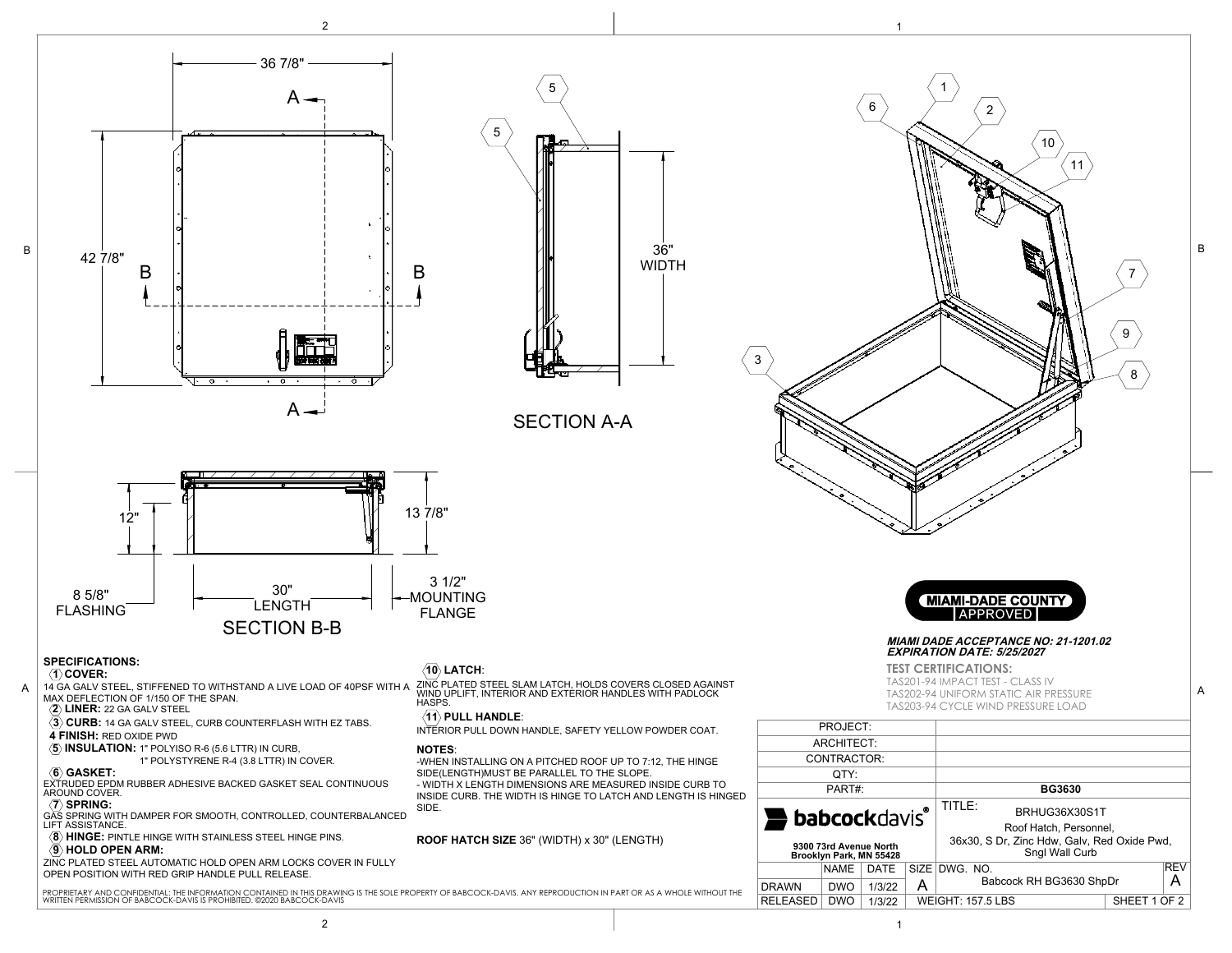36 7/8"

42 7/8"

A — A

B — B

SECTION A-A

36" WIDTH

12"

13 7/8"

8 5/8" FLASHING

30" LENGTH

3 1/2" MOUNTING FLANGE

SECTION B-B

## SPECIFICATIONS:

**1 COVER:**
14 GA GALV STEEL, STIFFENED TO WITHSTAND A LIVE LOAD OF 40PSF WITH A MAX DEFLECTION OF 1/150 OF THE SPAN.

**2 LINER:** 22 GA GALV STEEL

**3 CURB:** 14 GA GALV STEEL, CURB COUNTERFLASH WITH EZ TABS.

**4 FINISH:** RED OXIDE PWD

**5 INSULATION:** 1" POLYISO R-6 (5.6 LTTR) IN CURB, 1" POLYSTYRENE R-4 (3.8 LTTR) IN COVER.

**6 GASKET:**
EXTRUDED EPDM RUBBER ADHESIVE BACKED GASKET SEAL CONTINUOUS AROUND COVER.

**7 SPRING:**
GAS SPRING WITH DAMPER FOR SMOOTH, CONTROLLED, COUNTERBALANCED LIFT ASSISTANCE.

**8 HINGE:** PINTLE HINGE WITH STAINLESS STEEL HINGE PINS.

**9 HOLD OPEN ARM:**
ZINC PLATED STEEL AUTOMATIC HOLD OPEN ARM LOCKS COVER IN FULLY OPEN POSITION WITH RED GRIP HANDLE PULL RELEASE.

**10 LATCH:**
ZINC PLATED STEEL SLAM LATCH, HOLDS COVERS CLOSED AGAINST WIND UPLIFT, INTERIOR AND EXTERIOR HANDLES WITH PADLOCK HASPS.

**11 PULL HANDLE:**
INTERIOR PULL DOWN HANDLE, SAFETY YELLOW POWDER COAT.

**NOTES:**
-WHEN INSTALLING ON A PITCHED ROOF UP TO 7:12, THE HINGE SIDE(LENGTH)MUST BE PARALLEL TO THE SLOPE.
- WIDTH X LENGTH DIMENSIONS ARE MEASURED INSIDE CURB TO INSIDE CURB. THE WIDTH IS HINGE TO LATCH AND LENGTH IS HINGED SIDE.

**ROOF HATCH SIZE** 36" (WIDTH) x 30" (LENGTH)

PROPRIETARY AND CONFIDENTIAL: THE INFORMATION CONTAINED IN THIS DRAWING IS THE SOLE PROPERTY OF BABCOCK-DAVIS. ANY REPRODUCTION IN PART OR AS A WHOLE WITHOUT THE WRITTEN PERMISSION OF BABCOCK-DAVIS IS PROHIBITED. ©2020 BABCOCK-DAVIS

**MIAMI-DADE COUNTY APPROVED**

***MIAMI DADE ACCEPTANCE NO: 21-1201.02***
***EXPIRATION DATE: 5/25/2027***

**TEST CERTIFICATIONS:**
TAS201-94 IMPACT TEST - CLASS IV
TAS202-94 UNIFORM STATIC AIR PRESSURE
TAS203-94 CYCLE WIND PRESSURE LOAD

| PROJECT: | |
|---|---|
| ARCHITECT: | |
| CONTRACTOR: | |
| QTY: | |
| PART#: | **BG3630** |

**babcockdavis**
9300 73rd Avenue North
Brooklyn Park, MN 55428

TITLE: BRHUG36X30S1T
Roof Hatch, Personnel, 36x30, S Dr, Zinc Hdw, Galv, Red Oxide Pwd, Sngl Wall Curb

| | NAME | DATE | SIZE | DWG. NO. | REV |
|---|---|---|---|---|---|
| DRAWN | DWO | 1/3/22 | A | Babcock RH BG3630 ShpDr | A |
| RELEASED | DWO | 1/3/22 | WEIGHT: 157.5 LBS | SHEET 1 OF 2 | |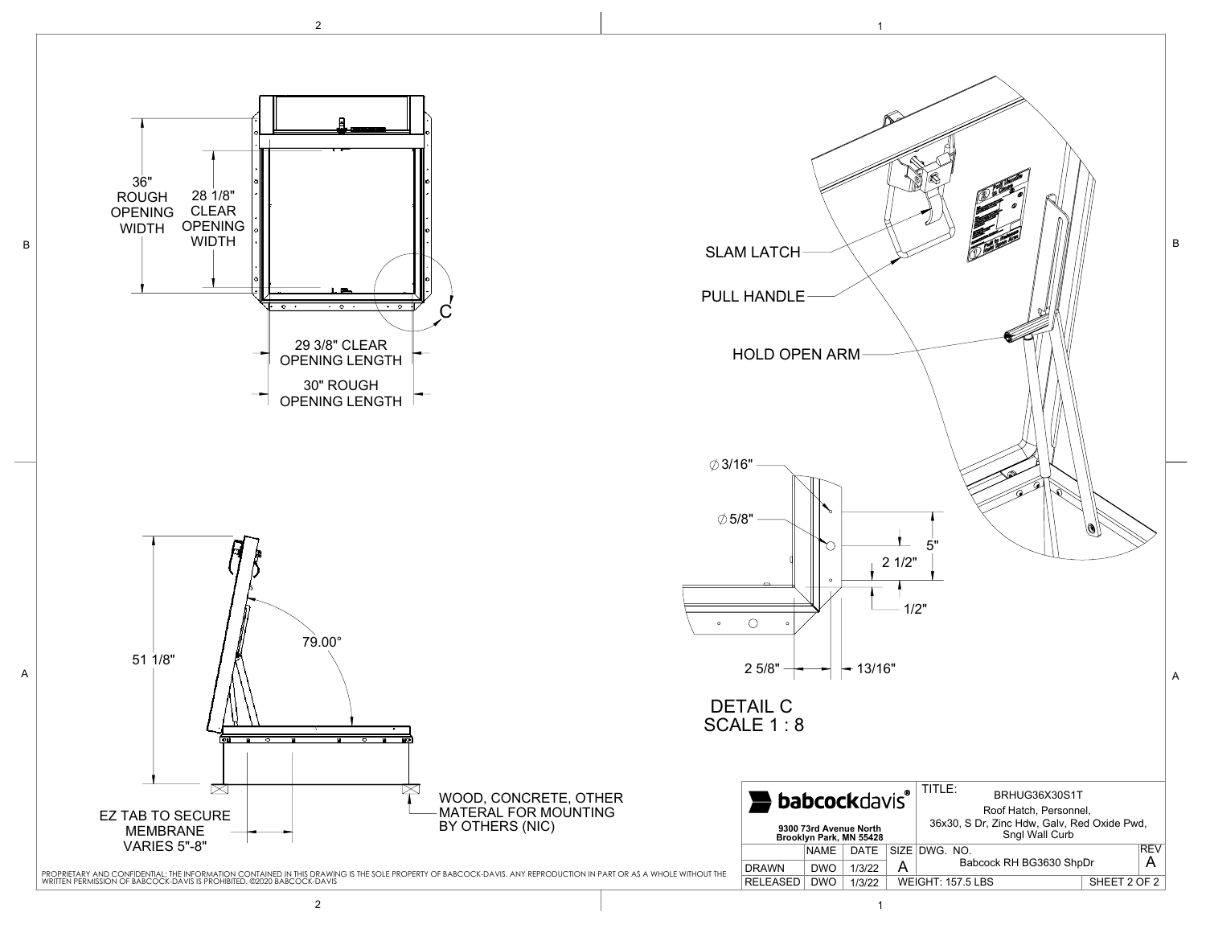36" ROUGH OPENING WIDTH

28 1/8" CLEAR OPENING WIDTH

C

29 3/8" CLEAR OPENING LENGTH

30" ROUGH OPENING LENGTH

SLAM LATCH

PULL HANDLE

HOLD OPEN ARM

⌀ 3/16"

⌀ 5/8"

5"

2 1/2"

1/2"

2 5/8"

13/16"

DETAIL C
SCALE 1 : 8

51 1/8"

79.00°

EZ TAB TO SECURE MEMBRANE VARIES 5"-8"

WOOD, CONCRETE, OTHER MATERAL FOR MOUNTING BY OTHERS (NIC)

PROPRIETARY AND CONFIDENTIAL: THE INFORMATION CONTAINED IN THIS DRAWING IS THE SOLE PROPERTY OF BABCOCK-DAVIS. ANY REPRODUCTION IN PART OR AS A WHOLE WITHOUT THE WRITTEN PERMISSION OF BABCOCK-DAVIS IS PROHIBITED. ©2020 BABCOCK-DAVIS

**babcockdavis®**
9300 73rd Avenue North
Brooklyn Park, MN 55428

TITLE: BRHUG36X30S1T
Roof Hatch, Personnel,
36x30, S Dr, Zinc Hdw, Galv, Red Oxide Pwd, Sngl Wall Curb

| | NAME | DATE | SIZE | DWG. NO. | REV |
|---|---|---|---|---|---|
| DRAWN | DWO | 1/3/22 | A | Babcock RH BG3630 ShpDr | A |
| RELEASED | DWO | 1/3/22 | WEIGHT: 157.5 LBS | | SHEET 2 OF 2 |